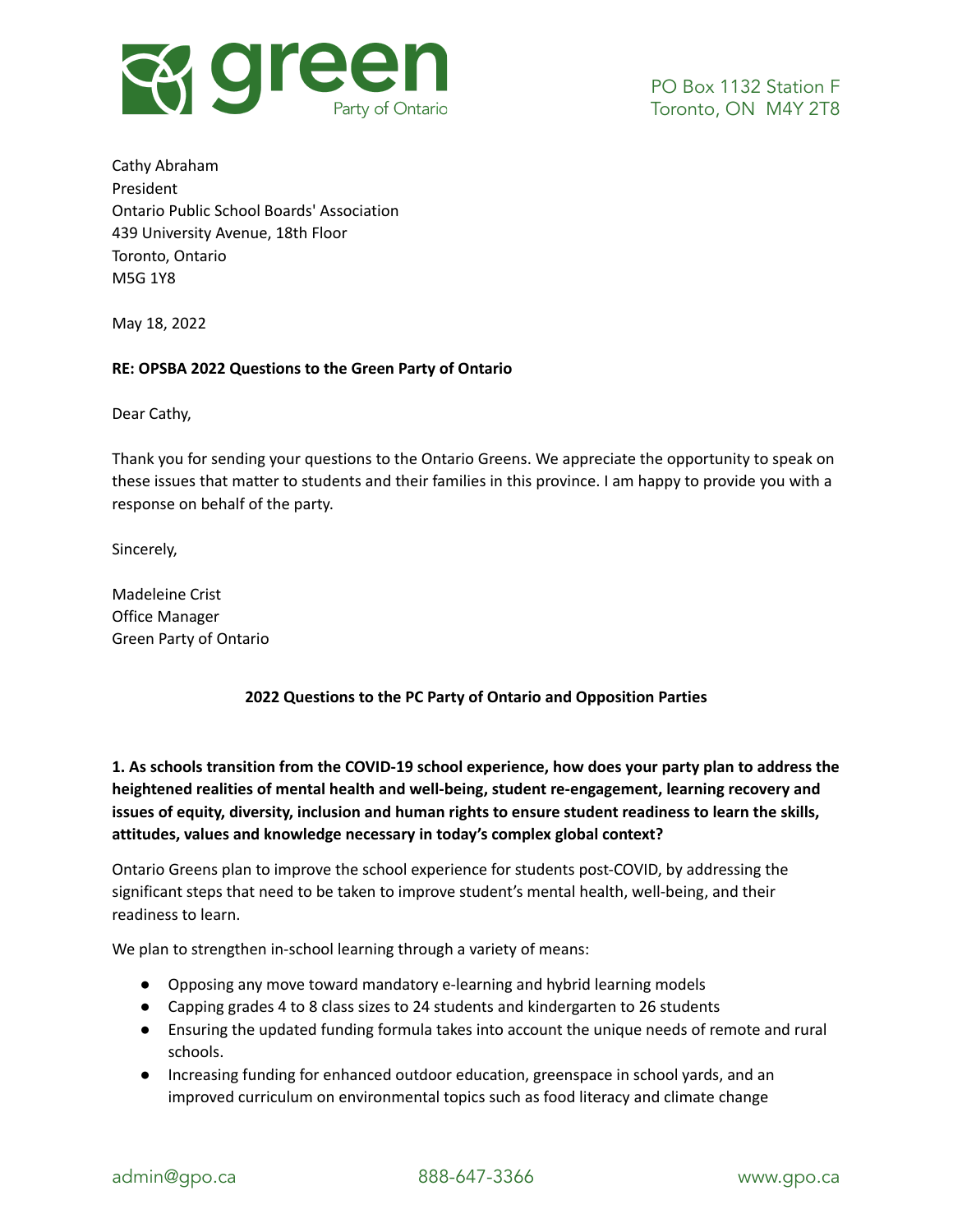PO Box 1132 Station F
Toronto, ON M4Y 2T8

Cathy Abraham
President
Ontario Public School Boards' Association
439 University Avenue, 18th Floor
Toronto, Ontario
M5G 1Y8

May 18, 2022

**RE: OPSBA 2022 Questions to the Green Party of Ontario**

Dear Cathy,

Thank you for sending your questions to the Ontario Greens. We appreciate the opportunity to speak on these issues that matter to students and their families in this province. I am happy to provide you with a response on behalf of the party.

Sincerely,

Madeleine Crist
Office Manager
Green Party of Ontario

**2022 Questions to the PC Party of Ontario and Opposition Parties**

**1. As schools transition from the COVID-19 school experience, how does your party plan to address the heightened realities of mental health and well-being, student re-engagement, learning recovery and issues of equity, diversity, inclusion and human rights to ensure student readiness to learn the skills, attitudes, values and knowledge necessary in today's complex global context?**

Ontario Greens plan to improve the school experience for students post-COVID, by addressing the significant steps that need to be taken to improve student's mental health, well-being, and their readiness to learn.

We plan to strengthen in-school learning through a variety of means:

- Opposing any move toward mandatory e-learning and hybrid learning models
- Capping grades 4 to 8 class sizes to 24 students and kindergarten to 26 students
- Ensuring the updated funding formula takes into account the unique needs of remote and rural schools.
- Increasing funding for enhanced outdoor education, greenspace in school yards, and an improved curriculum on environmental topics such as food literacy and climate change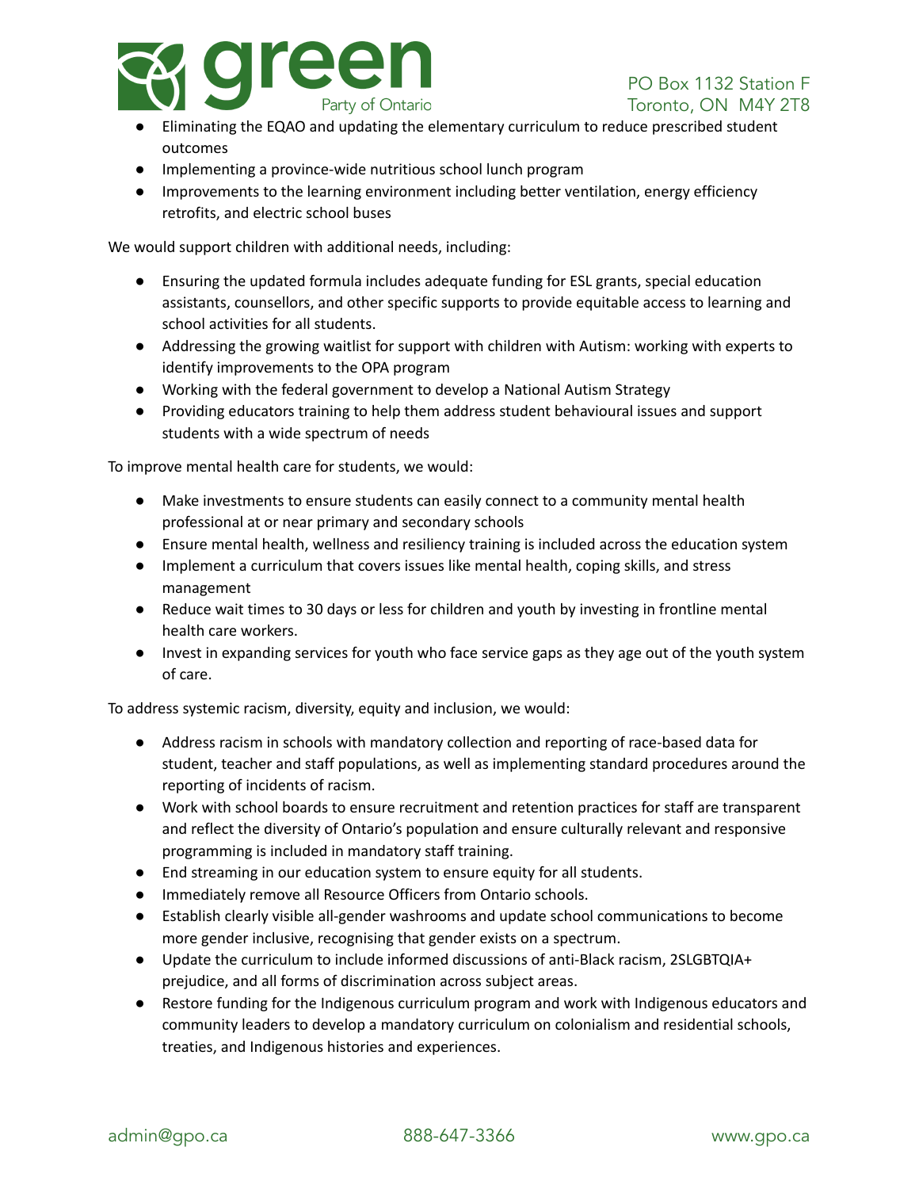- Eliminating the EQAO and updating the elementary curriculum to reduce prescribed student outcomes
- Implementing a province-wide nutritious school lunch program
- Improvements to the learning environment including better ventilation, energy efficiency retrofits, and electric school buses

We would support children with additional needs, including:

- Ensuring the updated formula includes adequate funding for ESL grants, special education assistants, counsellors, and other specific supports to provide equitable access to learning and school activities for all students.
- Addressing the growing waitlist for support with children with Autism: working with experts to identify improvements to the OPA program
- Working with the federal government to develop a National Autism Strategy
- Providing educators training to help them address student behavioural issues and support students with a wide spectrum of needs

To improve mental health care for students, we would:

- Make investments to ensure students can easily connect to a community mental health professional at or near primary and secondary schools
- Ensure mental health, wellness and resiliency training is included across the education system
- Implement a curriculum that covers issues like mental health, coping skills, and stress management
- Reduce wait times to 30 days or less for children and youth by investing in frontline mental health care workers.
- Invest in expanding services for youth who face service gaps as they age out of the youth system of care.

To address systemic racism, diversity, equity and inclusion, we would:

- Address racism in schools with mandatory collection and reporting of race-based data for student, teacher and staff populations, as well as implementing standard procedures around the reporting of incidents of racism.
- Work with school boards to ensure recruitment and retention practices for staff are transparent and reflect the diversity of Ontario's population and ensure culturally relevant and responsive programming is included in mandatory staff training.
- End streaming in our education system to ensure equity for all students.
- Immediately remove all Resource Officers from Ontario schools.
- Establish clearly visible all-gender washrooms and update school communications to become more gender inclusive, recognising that gender exists on a spectrum.
- Update the curriculum to include informed discussions of anti-Black racism, 2SLGBTQIA+ prejudice, and all forms of discrimination across subject areas.
- Restore funding for the Indigenous curriculum program and work with Indigenous educators and community leaders to develop a mandatory curriculum on colonialism and residential schools, treaties, and Indigenous histories and experiences.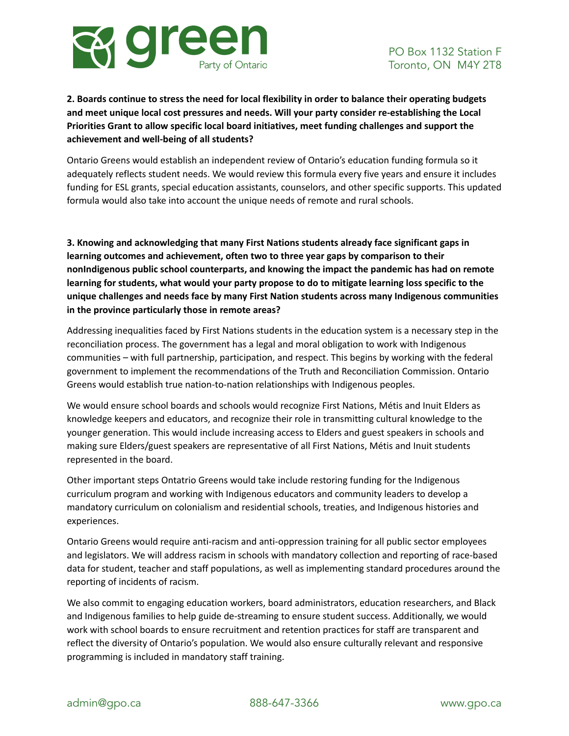**2. Boards continue to stress the need for local flexibility in order to balance their operating budgets and meet unique local cost pressures and needs. Will your party consider re-establishing the Local Priorities Grant to allow specific local board initiatives, meet funding challenges and support the achievement and well-being of all students?**

Ontario Greens would establish an independent review of Ontario's education funding formula so it adequately reflects student needs. We would review this formula every five years and ensure it includes funding for ESL grants, special education assistants, counselors, and other specific supports. This updated formula would also take into account the unique needs of remote and rural schools.

**3. Knowing and acknowledging that many First Nations students already face significant gaps in learning outcomes and achievement, often two to three year gaps by comparison to their nonIndigenous public school counterparts, and knowing the impact the pandemic has had on remote learning for students, what would your party propose to do to mitigate learning loss specific to the unique challenges and needs face by many First Nation students across many Indigenous communities in the province particularly those in remote areas?**

Addressing inequalities faced by First Nations students in the education system is a necessary step in the reconciliation process. The government has a legal and moral obligation to work with Indigenous communities – with full partnership, participation, and respect. This begins by working with the federal government to implement the recommendations of the Truth and Reconciliation Commission. Ontario Greens would establish true nation-to-nation relationships with Indigenous peoples.

We would ensure school boards and schools would recognize First Nations, Métis and Inuit Elders as knowledge keepers and educators, and recognize their role in transmitting cultural knowledge to the younger generation. This would include increasing access to Elders and guest speakers in schools and making sure Elders/guest speakers are representative of all First Nations, Métis and Inuit students represented in the board.

Other important steps Ontatrio Greens would take include restoring funding for the Indigenous curriculum program and working with Indigenous educators and community leaders to develop a mandatory curriculum on colonialism and residential schools, treaties, and Indigenous histories and experiences.

Ontario Greens would require anti-racism and anti-oppression training for all public sector employees and legislators. We will address racism in schools with mandatory collection and reporting of race-based data for student, teacher and staff populations, as well as implementing standard procedures around the reporting of incidents of racism.

We also commit to engaging education workers, board administrators, education researchers, and Black and Indigenous families to help guide de-streaming to ensure student success. Additionally, we would work with school boards to ensure recruitment and retention practices for staff are transparent and reflect the diversity of Ontario's population. We would also ensure culturally relevant and responsive programming is included in mandatory staff training.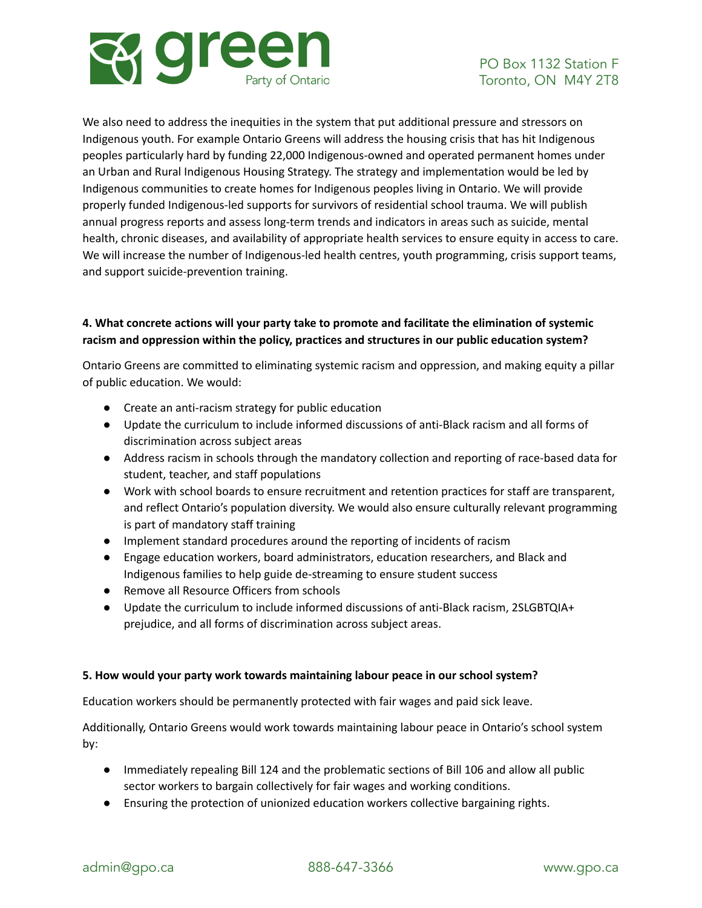We also need to address the inequities in the system that put additional pressure and stressors on Indigenous youth. For example Ontario Greens will address the housing crisis that has hit Indigenous peoples particularly hard by funding 22,000 Indigenous-owned and operated permanent homes under an Urban and Rural Indigenous Housing Strategy. The strategy and implementation would be led by Indigenous communities to create homes for Indigenous peoples living in Ontario. We will provide properly funded Indigenous-led supports for survivors of residential school trauma. We will publish annual progress reports and assess long-term trends and indicators in areas such as suicide, mental health, chronic diseases, and availability of appropriate health services to ensure equity in access to care. We will increase the number of Indigenous-led health centres, youth programming, crisis support teams, and support suicide-prevention training.

**4. What concrete actions will your party take to promote and facilitate the elimination of systemic racism and oppression within the policy, practices and structures in our public education system?**

Ontario Greens are committed to eliminating systemic racism and oppression, and making equity a pillar of public education. We would:

- Create an anti-racism strategy for public education
- Update the curriculum to include informed discussions of anti-Black racism and all forms of discrimination across subject areas
- Address racism in schools through the mandatory collection and reporting of race-based data for student, teacher, and staff populations
- Work with school boards to ensure recruitment and retention practices for staff are transparent, and reflect Ontario's population diversity. We would also ensure culturally relevant programming is part of mandatory staff training
- Implement standard procedures around the reporting of incidents of racism
- Engage education workers, board administrators, education researchers, and Black and Indigenous families to help guide de-streaming to ensure student success
- Remove all Resource Officers from schools
- Update the curriculum to include informed discussions of anti-Black racism, 2SLGBTQIA+ prejudice, and all forms of discrimination across subject areas.

**5. How would your party work towards maintaining labour peace in our school system?**

Education workers should be permanently protected with fair wages and paid sick leave.

Additionally, Ontario Greens would work towards maintaining labour peace in Ontario's school system by:

- Immediately repealing Bill 124 and the problematic sections of Bill 106 and allow all public sector workers to bargain collectively for fair wages and working conditions.
- Ensuring the protection of unionized education workers collective bargaining rights.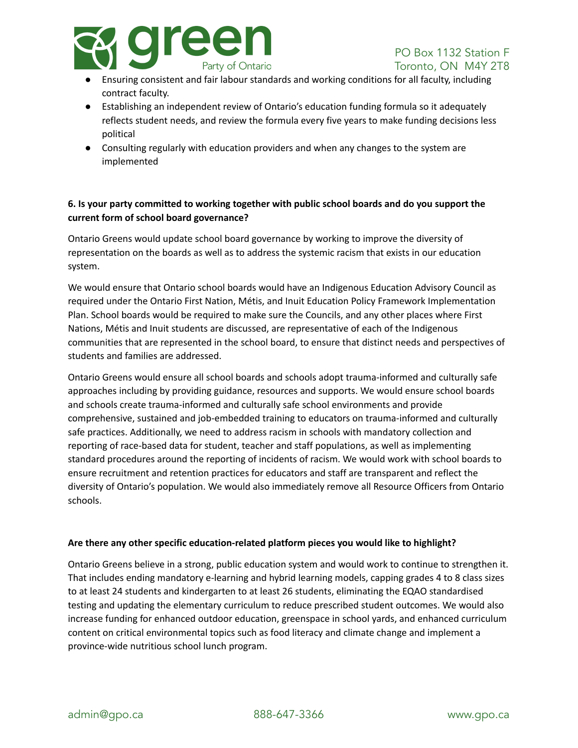- Ensuring consistent and fair labour standards and working conditions for all faculty, including contract faculty.
- Establishing an independent review of Ontario's education funding formula so it adequately reflects student needs, and review the formula every five years to make funding decisions less political
- Consulting regularly with education providers and when any changes to the system are implemented

**6. Is your party committed to working together with public school boards and do you support the current form of school board governance?**

Ontario Greens would update school board governance by working to improve the diversity of representation on the boards as well as to address the systemic racism that exists in our education system.

We would ensure that Ontario school boards would have an Indigenous Education Advisory Council as required under the Ontario First Nation, Métis, and Inuit Education Policy Framework Implementation Plan. School boards would be required to make sure the Councils, and any other places where First Nations, Métis and Inuit students are discussed, are representative of each of the Indigenous communities that are represented in the school board, to ensure that distinct needs and perspectives of students and families are addressed.

Ontario Greens would ensure all school boards and schools adopt trauma-informed and culturally safe approaches including by providing guidance, resources and supports. We would ensure school boards and schools create trauma-informed and culturally safe school environments and provide comprehensive, sustained and job-embedded training to educators on trauma-informed and culturally safe practices. Additionally, we need to address racism in schools with mandatory collection and reporting of race-based data for student, teacher and staff populations, as well as implementing standard procedures around the reporting of incidents of racism. We would work with school boards to ensure recruitment and retention practices for educators and staff are transparent and reflect the diversity of Ontario's population. We would also immediately remove all Resource Officers from Ontario schools.

**Are there any other specific education-related platform pieces you would like to highlight?**

Ontario Greens believe in a strong, public education system and would work to continue to strengthen it. That includes ending mandatory e-learning and hybrid learning models, capping grades 4 to 8 class sizes to at least 24 students and kindergarten to at least 26 students, eliminating the EQAO standardised testing and updating the elementary curriculum to reduce prescribed student outcomes. We would also increase funding for enhanced outdoor education, greenspace in school yards, and enhanced curriculum content on critical environmental topics such as food literacy and climate change and implement a province-wide nutritious school lunch program.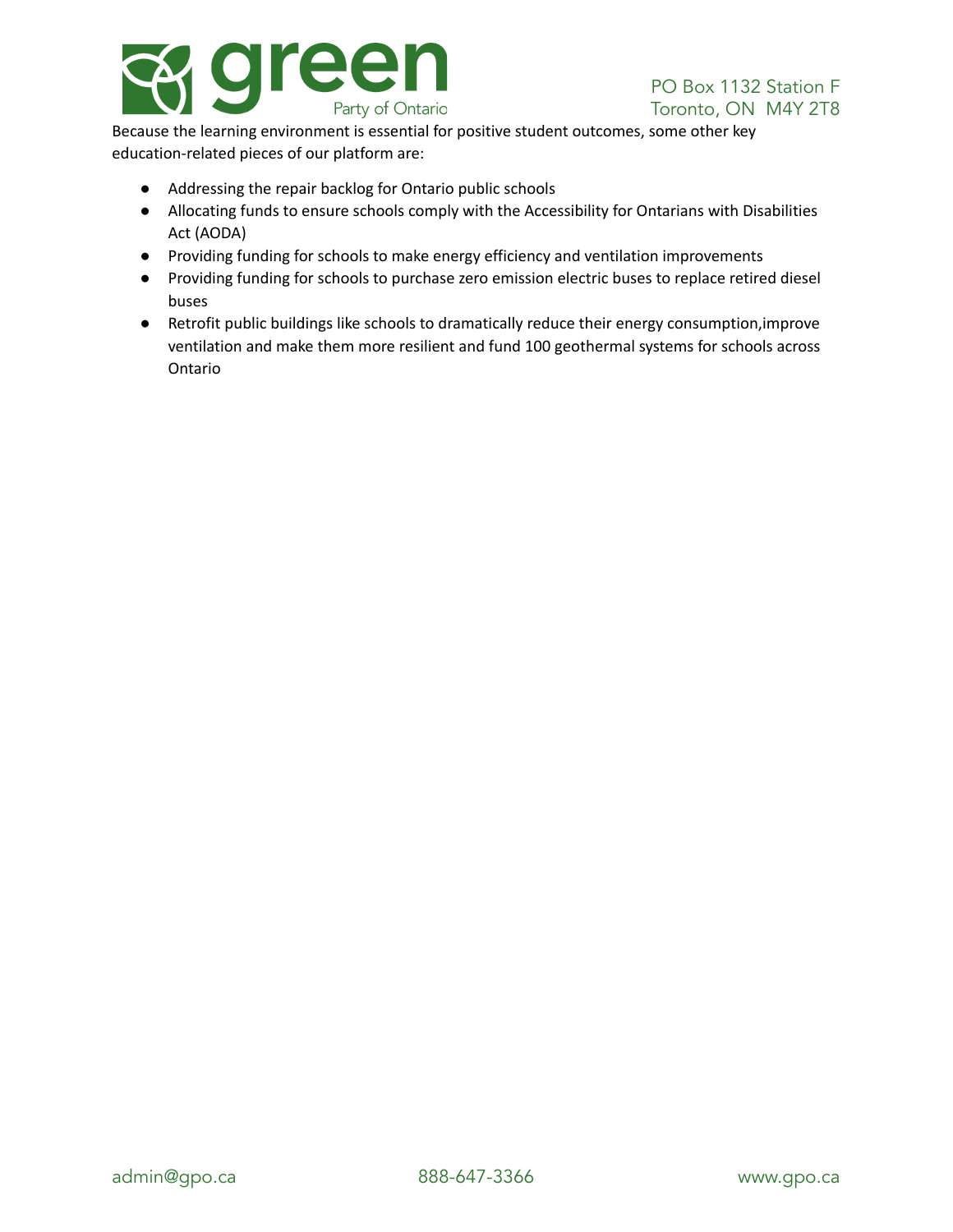Because the learning environment is essential for positive student outcomes, some other key education-related pieces of our platform are:

- Addressing the repair backlog for Ontario public schools
- Allocating funds to ensure schools comply with the Accessibility for Ontarians with Disabilities Act (AODA)
- Providing funding for schools to make energy efficiency and ventilation improvements
- Providing funding for schools to purchase zero emission electric buses to replace retired diesel buses
- Retrofit public buildings like schools to dramatically reduce their energy consumption,improve ventilation and make them more resilient and fund 100 geothermal systems for schools across Ontario